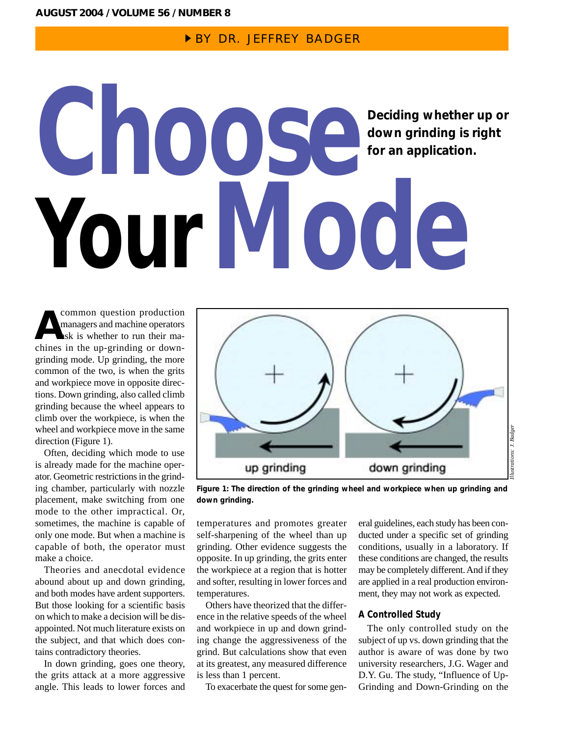BY DR. JEFFREY BADGER

# Choose Your Mode

**Deciding whether up or down grinding is right for an application.**

A common question production managers and machine operators ask is whether to run their machines in the up-grinding or down-grinding mode. Up grinding, the more common of the two, is when the grits and workpiece move in opposite directions. Down grinding, also called climb grinding because the wheel appears to climb over the workpiece, is when the wheel and workpiece move in the same direction (Figure 1).

Often, deciding which mode to use is already made for the machine operator. Geometric restrictions in the grinding chamber, particularly with nozzle placement, make switching from one mode to the other impractical. Or, sometimes, the machine is capable of only one mode. But when a machine is capable of both, the operator must make a choice.

Theories and anecdotal evidence abound about up and down grinding, and both modes have ardent supporters. But those looking for a scientific basis on which to make a decision will be disappointed. Not much literature exists on the subject, and that which does contains contradictory theories.

In down grinding, goes one theory, the grits attack at a more aggressive angle. This leads to lower forces and temperatures and promotes greater self-sharpening of the wheel than up grinding. Other evidence suggests the opposite. In up grinding, the grits enter the workpiece at a region that is hotter and softer, resulting in lower forces and temperatures.

Others have theorized that the difference in the relative speeds of the wheel and workpiece in up and down grinding change the aggressiveness of the grind. But calculations show that even at its greatest, any measured difference is less than 1 percent.

To exacerbate the quest for some general guidelines, each study has been conducted under a specific set of grinding conditions, usually in a laboratory. If these conditions are changed, the results may be completely different. And if they are applied in a real production environment, they may not work as expected.

**Figure 1: The direction of the grinding wheel and workpiece when up grinding and down grinding.**

*Illustrations: J. Badger*

### A Controlled Study

The only controlled study on the subject of up vs. down grinding that the author is aware of was done by two university researchers, J.G. Wager and D.Y. Gu. The study, "Influence of Up-Grinding and Down-Grinding on the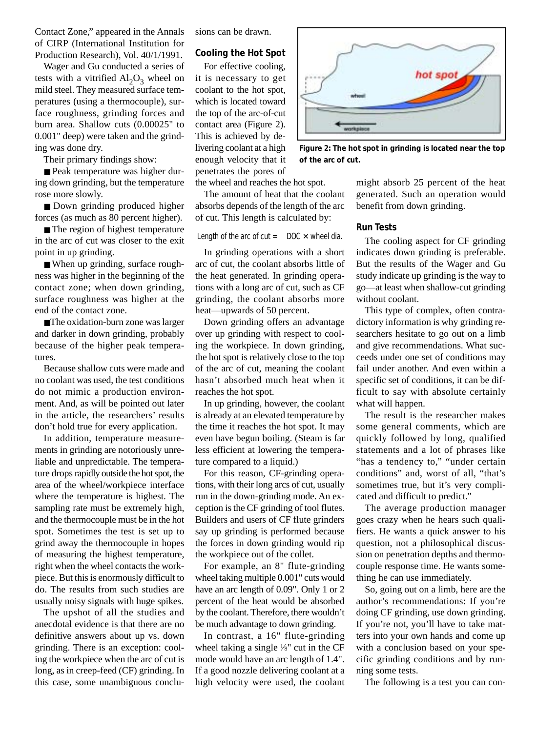Contact Zone," appeared in the Annals of CIRP (International Institution for Production Research), Vol. 40/1/1991.

Wager and Gu conducted a series of tests with a vitrified $Al_2O_3$ wheel on mild steel. They measured surface temperatures (using a thermocouple), surface roughness, grinding forces and burn area. Shallow cuts (0.00025" to 0.001" deep) were taken and the grinding was done dry.

Their primary findings show:

- Peak temperature was higher during down grinding, but the temperature rose more slowly.
- Down grinding produced higher forces (as much as 80 percent higher).
- The region of highest temperature in the arc of cut was closer to the exit point in up grinding.
- When up grinding, surface roughness was higher in the beginning of the contact zone; when down grinding, surface roughness was higher at the end of the contact zone.
- The oxidation-burn zone was larger and darker in down grinding, probably because of the higher peak temperatures.

Because shallow cuts were made and no coolant was used, the test conditions do not mimic a production environment. And, as will be pointed out later in the article, the researchers' results don't hold true for every application.

In addition, temperature measurements in grinding are notoriously unreliable and unpredictable. The temperature drops rapidly outside the hot spot, the area of the wheel/workpiece interface where the temperature is highest. The sampling rate must be extremely high, and the thermocouple must be in the hot spot. Sometimes the test is set up to grind away the thermocouple in hopes of measuring the highest temperature, right when the wheel contacts the workpiece. But this is enormously difficult to do. The results from such studies are usually noisy signals with huge spikes.

The upshot of all the studies and anecdotal evidence is that there are no definitive answers about up vs. down grinding. There is an exception: cooling the workpiece when the arc of cut is long, as in creep-feed (CF) grinding. In this case, some unambiguous conclusions can be drawn.

### Cooling the Hot Spot

For effective cooling, it is necessary to get coolant to the hot spot, which is located toward the top of the arc-of-cut contact area (Figure 2). This is achieved by delivering coolant at a high enough velocity that it penetrates the pores of the wheel and reaches the hot spot.

**Figure 2: The hot spot in grinding is located near the top of the arc of cut.**

The amount of heat that the coolant absorbs depends of the length of the arc of cut. This length is calculated by:

$$\text{Length of the arc of cut} = \sqrt{\text{DOC} \times \text{wheel dia.}}$$

In grinding operations with a short arc of cut, the coolant absorbs little of the heat generated. In grinding operations with a long arc of cut, such as CF grinding, the coolant absorbs more heat—upwards of 50 percent.

Down grinding offers an advantage over up grinding with respect to cooling the workpiece. In down grinding, the hot spot is relatively close to the top of the arc of cut, meaning the coolant hasn't absorbed much heat when it reaches the hot spot.

In up grinding, however, the coolant is already at an elevated temperature by the time it reaches the hot spot. It may even have begun boiling. (Steam is far less efficient at lowering the temperature compared to a liquid.)

For this reason, CF-grinding operations, with their long arcs of cut, usually run in the down-grinding mode. An exception is the CF grinding of tool flutes. Builders and users of CF flute grinders say up grinding is performed because the forces in down grinding would rip the workpiece out of the collet.

For example, an 8" flute-grinding wheel taking multiple 0.001" cuts would have an arc length of 0.09". Only 1 or 2 percent of the heat would be absorbed by the coolant. Therefore, there wouldn't be much advantage to down grinding.

In contrast, a 16" flute-grinding wheel taking a single ⅛" cut in the CF mode would have an arc length of 1.4". If a good nozzle delivering coolant at a high velocity were used, the coolant might absorb 25 percent of the heat generated. Such an operation would benefit from down grinding.

### Run Tests

The cooling aspect for CF grinding indicates down grinding is preferable. But the results of the Wager and Gu study indicate up grinding is the way to go—at least when shallow-cut grinding without coolant.

This type of complex, often contradictory information is why grinding researchers hesitate to go out on a limb and give recommendations. What succeeds under one set of conditions may fail under another. And even within a specific set of conditions, it can be difficult to say with absolute certainly what will happen.

The result is the researcher makes some general comments, which are quickly followed by long, qualified statements and a lot of phrases like "has a tendency to," "under certain conditions" and, worst of all, "that's sometimes true, but it's very complicated and difficult to predict."

The average production manager goes crazy when he hears such qualifiers. He wants a quick answer to his question, not a philosophical discussion on penetration depths and thermocouple response time. He wants something he can use immediately.

So, going out on a limb, here are the author's recommendations: If you're doing CF grinding, use down grinding. If you're not, you'll have to take matters into your own hands and come up with a conclusion based on your specific grinding conditions and by running some tests.

The following is a test you can con-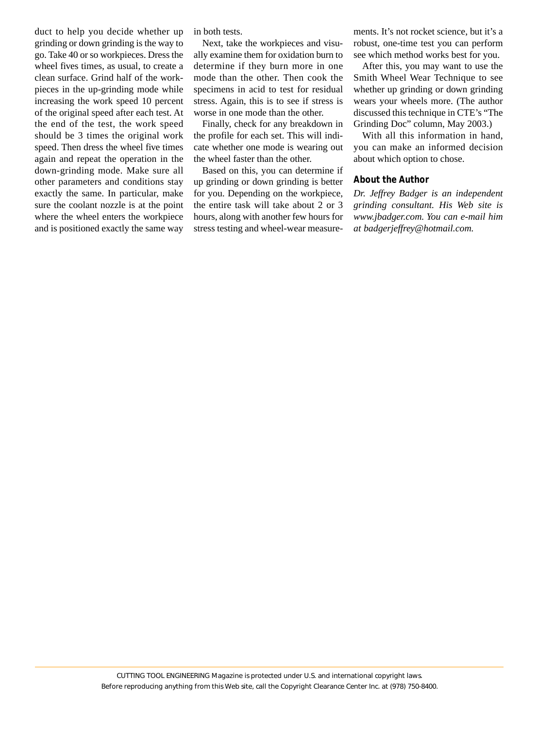duct to help you decide whether up grinding or down grinding is the way to go. Take 40 or so workpieces. Dress the wheel fives times, as usual, to create a clean surface. Grind half of the workpieces in the up-grinding mode while increasing the work speed 10 percent of the original speed after each test. At the end of the test, the work speed should be 3 times the original work speed. Then dress the wheel five times again and repeat the operation in the down-grinding mode. Make sure all other parameters and conditions stay exactly the same. In particular, make sure the coolant nozzle is at the point where the wheel enters the workpiece and is positioned exactly the same way in both tests.

Next, take the workpieces and visually examine them for oxidation burn to determine if they burn more in one mode than the other. Then cook the specimens in acid to test for residual stress. Again, this is to see if stress is worse in one mode than the other.

Finally, check for any breakdown in the profile for each set. This will indicate whether one mode is wearing out the wheel faster than the other.

Based on this, you can determine if up grinding or down grinding is better for you. Depending on the workpiece, the entire task will take about 2 or 3 hours, along with another few hours for stress testing and wheel-wear measurements. It's not rocket science, but it's a robust, one-time test you can perform see which method works best for you.

After this, you may want to use the Smith Wheel Wear Technique to see whether up grinding or down grinding wears your wheels more. (The author discussed this technique in CTE's "The Grinding Doc" column, May 2003.)

With all this information in hand, you can make an informed decision about which option to chose.

## About the Author

*Dr. Jeffrey Badger is an independent grinding consultant. His Web site is www.jbadger.com. You can e-mail him at badgerjeffrey@hotmail.com.*